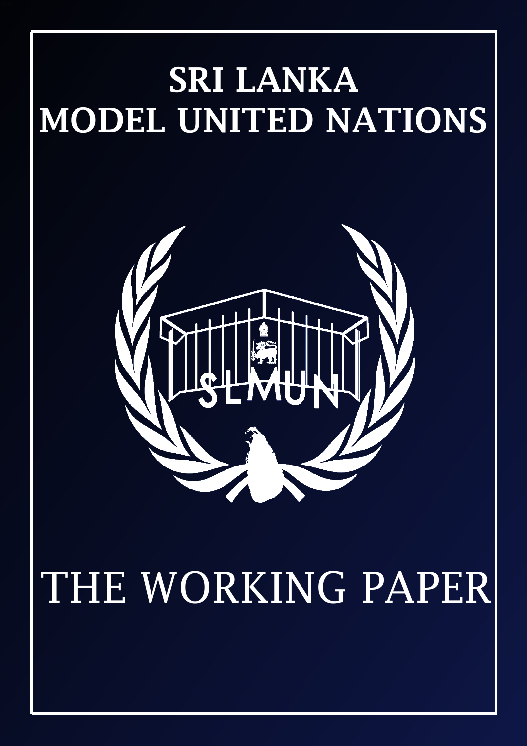# SRI LANKA MODEL UNITED NATIONS

SLMUN

# THE WORKING PAPER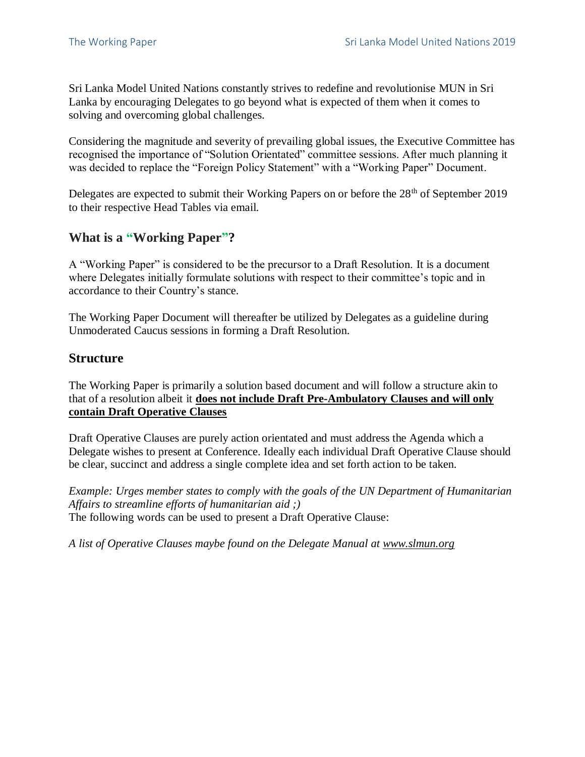Sri Lanka Model United Nations constantly strives to redefine and revolutionise MUN in Sri Lanka by encouraging Delegates to go beyond what is expected of them when it comes to solving and overcoming global challenges.

Considering the magnitude and severity of prevailing global issues, the Executive Committee has recognised the importance of "Solution Orientated" committee sessions. After much planning it was decided to replace the "Foreign Policy Statement" with a "Working Paper" Document.

Delegates are expected to submit their Working Papers on or before the 28th of September 2019 to their respective Head Tables via email.

## What is a "Working Paper"?

A "Working Paper" is considered to be the precursor to a Draft Resolution. It is a document where Delegates initially formulate solutions with respect to their committee's topic and in accordance to their Country's stance.

The Working Paper Document will thereafter be utilized by Delegates as a guideline during Unmoderated Caucus sessions in forming a Draft Resolution.

## Structure

The Working Paper is primarily a solution based document and will follow a structure akin to that of a resolution albeit it **does not include Draft Pre-Ambulatory Clauses and will only contain Draft Operative Clauses**

Draft Operative Clauses are purely action orientated and must address the Agenda which a Delegate wishes to present at Conference. Ideally each individual Draft Operative Clause should be clear, succinct and address a single complete idea and set forth action to be taken.

*Example: Urges member states to comply with the goals of the UN Department of Humanitarian Affairs to streamline efforts of humanitarian aid ;)*
The following words can be used to present a Draft Operative Clause:

*A list of Operative Clauses maybe found on the Delegate Manual at www.slmun.org*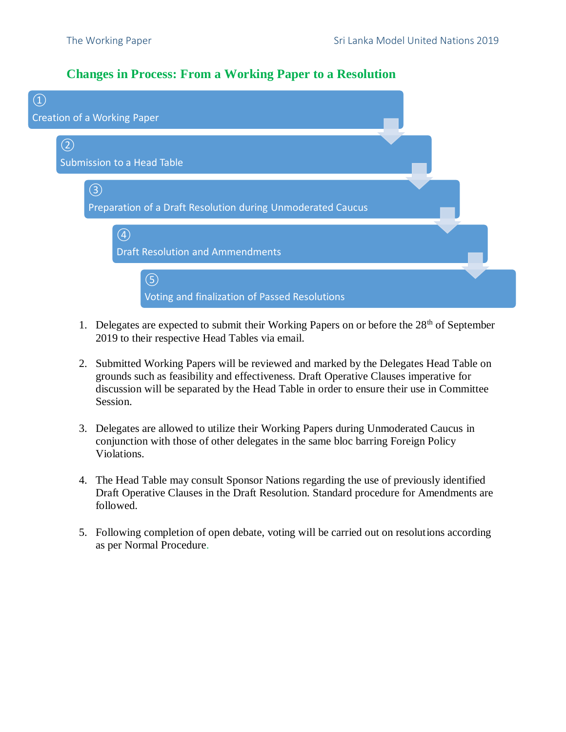## Changes in Process: From a Working Paper to a Resolution

①
Creation of a Working Paper

②
Submission to a Head Table

③
Preparation of a Draft Resolution during Unmoderated Caucus

④
Draft Resolution and Ammendments

⑤
Voting and finalization of Passed Resolutions

1. Delegates are expected to submit their Working Papers on or before the 28th of September 2019 to their respective Head Tables via email.

2. Submitted Working Papers will be reviewed and marked by the Delegates Head Table on grounds such as feasibility and effectiveness. Draft Operative Clauses imperative for discussion will be separated by the Head Table in order to ensure their use in Committee Session.

3. Delegates are allowed to utilize their Working Papers during Unmoderated Caucus in conjunction with those of other delegates in the same bloc barring Foreign Policy Violations.

4. The Head Table may consult Sponsor Nations regarding the use of previously identified Draft Operative Clauses in the Draft Resolution. Standard procedure for Amendments are followed.

5. Following completion of open debate, voting will be carried out on resolutions according as per Normal Procedure.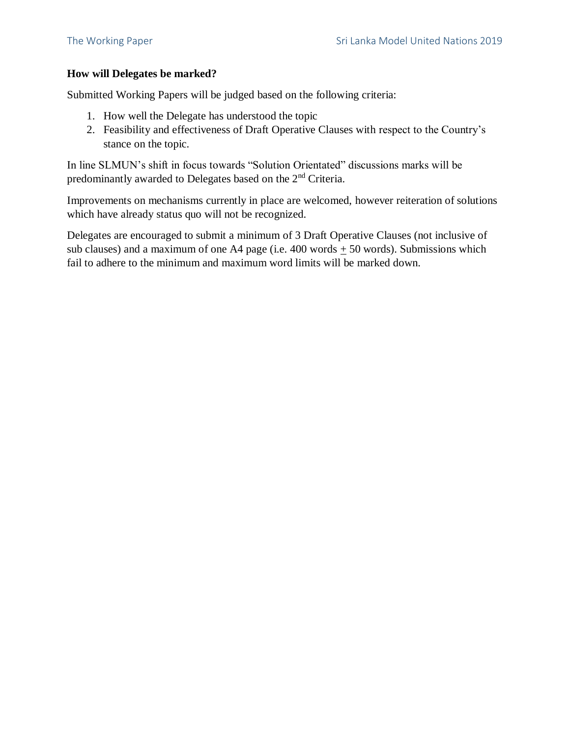**How will Delegates be marked?**

Submitted Working Papers will be judged based on the following criteria:

1. How well the Delegate has understood the topic
2. Feasibility and effectiveness of Draft Operative Clauses with respect to the Country's stance on the topic.

In line SLMUN's shift in focus towards "Solution Orientated" discussions marks will be predominantly awarded to Delegates based on the 2nd Criteria.

Improvements on mechanisms currently in place are welcomed, however reiteration of solutions which have already status quo will not be recognized.

Delegates are encouraged to submit a minimum of 3 Draft Operative Clauses (not inclusive of sub clauses) and a maximum of one A4 page (i.e. 400 words ± 50 words). Submissions which fail to adhere to the minimum and maximum word limits will be marked down.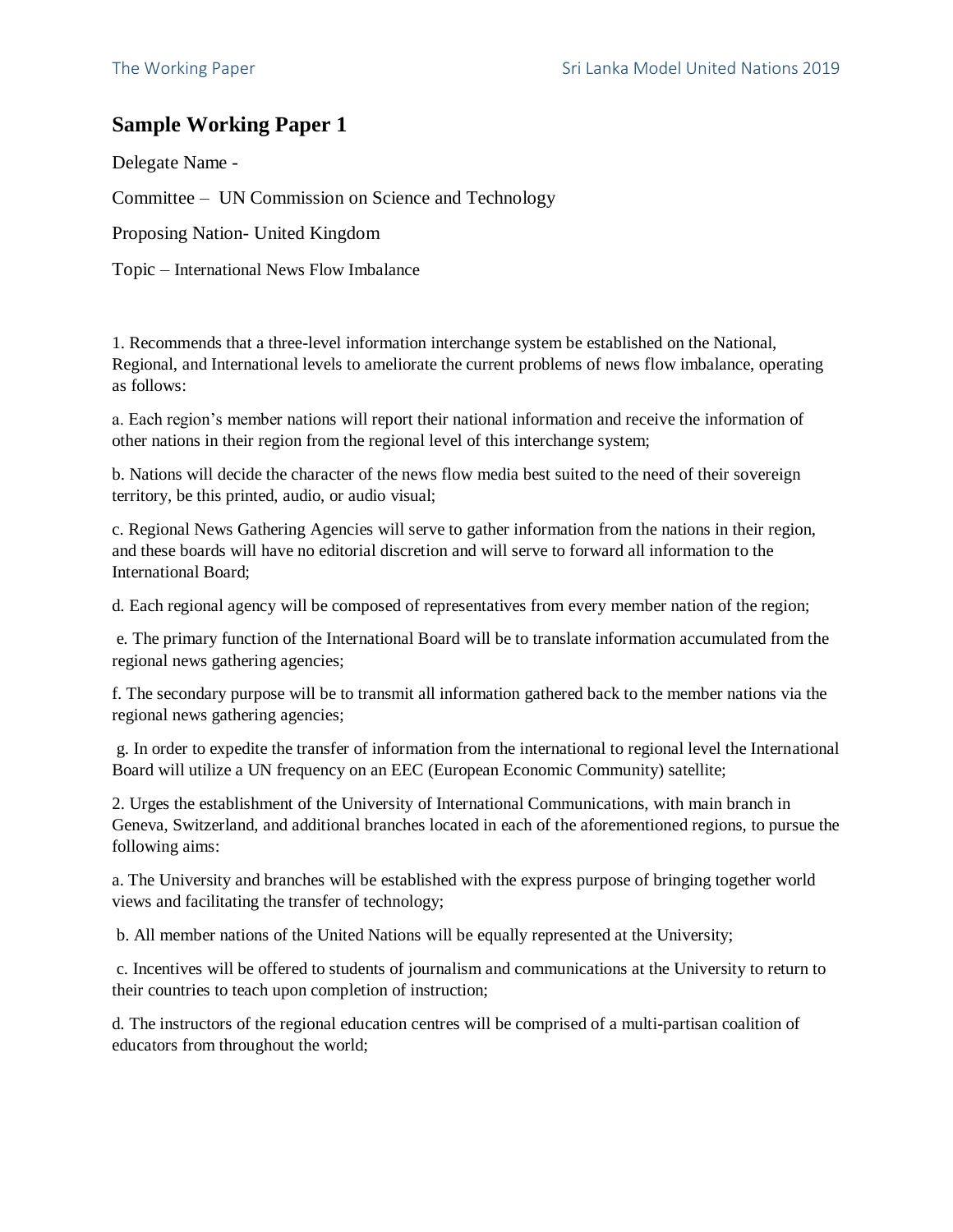## Sample Working Paper 1

Delegate Name -

Committee – UN Commission on Science and Technology

Proposing Nation- United Kingdom

Topic – International News Flow Imbalance

1. Recommends that a three-level information interchange system be established on the National, Regional, and International levels to ameliorate the current problems of news flow imbalance, operating as follows:

a. Each region's member nations will report their national information and receive the information of other nations in their region from the regional level of this interchange system;

b. Nations will decide the character of the news flow media best suited to the need of their sovereign territory, be this printed, audio, or audio visual;

c. Regional News Gathering Agencies will serve to gather information from the nations in their region, and these boards will have no editorial discretion and will serve to forward all information to the International Board;

d. Each regional agency will be composed of representatives from every member nation of the region;

e. The primary function of the International Board will be to translate information accumulated from the regional news gathering agencies;

f. The secondary purpose will be to transmit all information gathered back to the member nations via the regional news gathering agencies;

g. In order to expedite the transfer of information from the international to regional level the International Board will utilize a UN frequency on an EEC (European Economic Community) satellite;

2. Urges the establishment of the University of International Communications, with main branch in Geneva, Switzerland, and additional branches located in each of the aforementioned regions, to pursue the following aims:

a. The University and branches will be established with the express purpose of bringing together world views and facilitating the transfer of technology;

b. All member nations of the United Nations will be equally represented at the University;

c. Incentives will be offered to students of journalism and communications at the University to return to their countries to teach upon completion of instruction;

d. The instructors of the regional education centres will be comprised of a multi-partisan coalition of educators from throughout the world;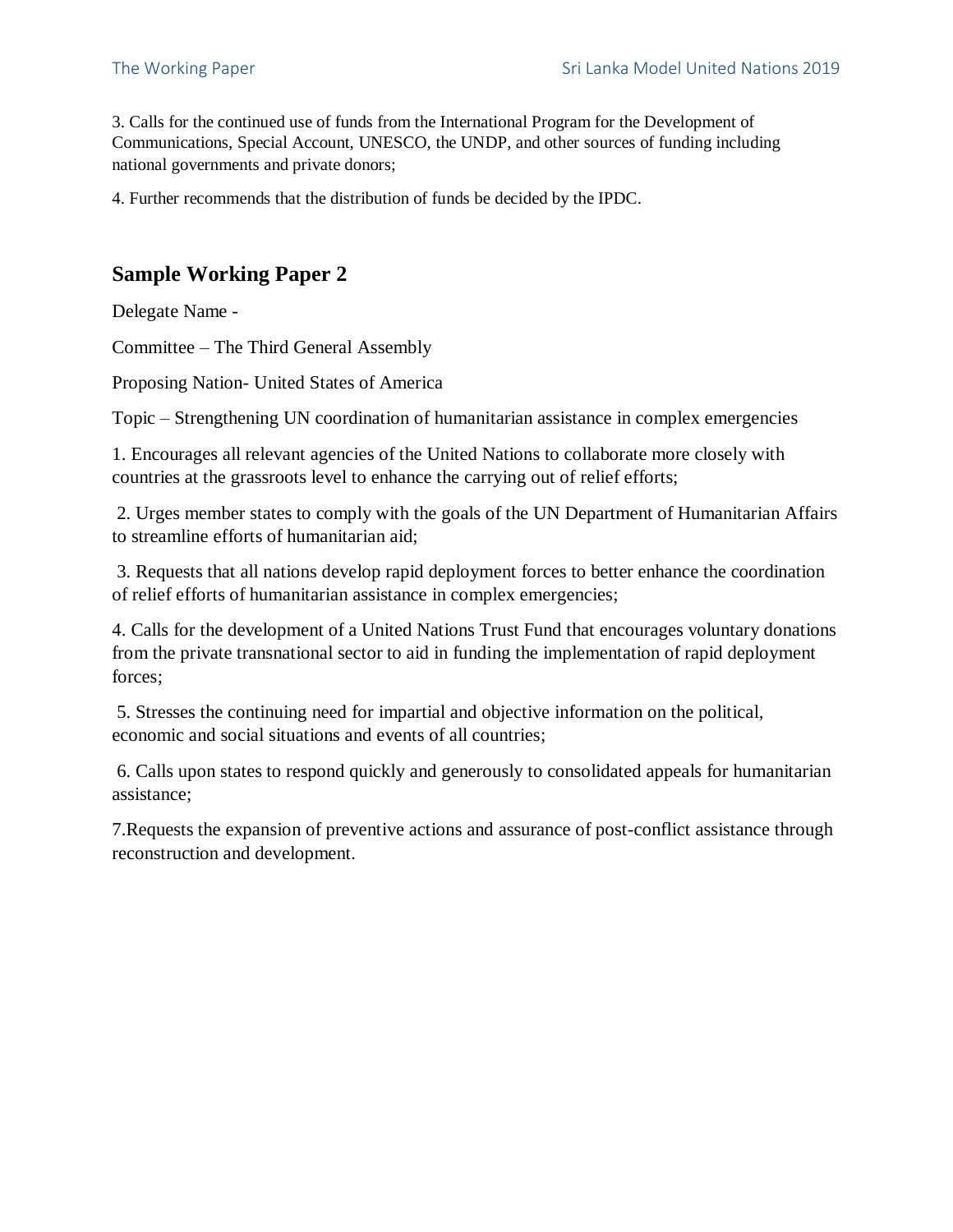3. Calls for the continued use of funds from the International Program for the Development of Communications, Special Account, UNESCO, the UNDP, and other sources of funding including national governments and private donors;

4. Further recommends that the distribution of funds be decided by the IPDC.

## Sample Working Paper 2

Delegate Name -

Committee – The Third General Assembly

Proposing Nation- United States of America

Topic – Strengthening UN coordination of humanitarian assistance in complex emergencies

1. Encourages all relevant agencies of the United Nations to collaborate more closely with countries at the grassroots level to enhance the carrying out of relief efforts;

2. Urges member states to comply with the goals of the UN Department of Humanitarian Affairs to streamline efforts of humanitarian aid;

3. Requests that all nations develop rapid deployment forces to better enhance the coordination of relief efforts of humanitarian assistance in complex emergencies;

4. Calls for the development of a United Nations Trust Fund that encourages voluntary donations from the private transnational sector to aid in funding the implementation of rapid deployment forces;

5. Stresses the continuing need for impartial and objective information on the political, economic and social situations and events of all countries;

6. Calls upon states to respond quickly and generously to consolidated appeals for humanitarian assistance;

7.Requests the expansion of preventive actions and assurance of post-conflict assistance through reconstruction and development.